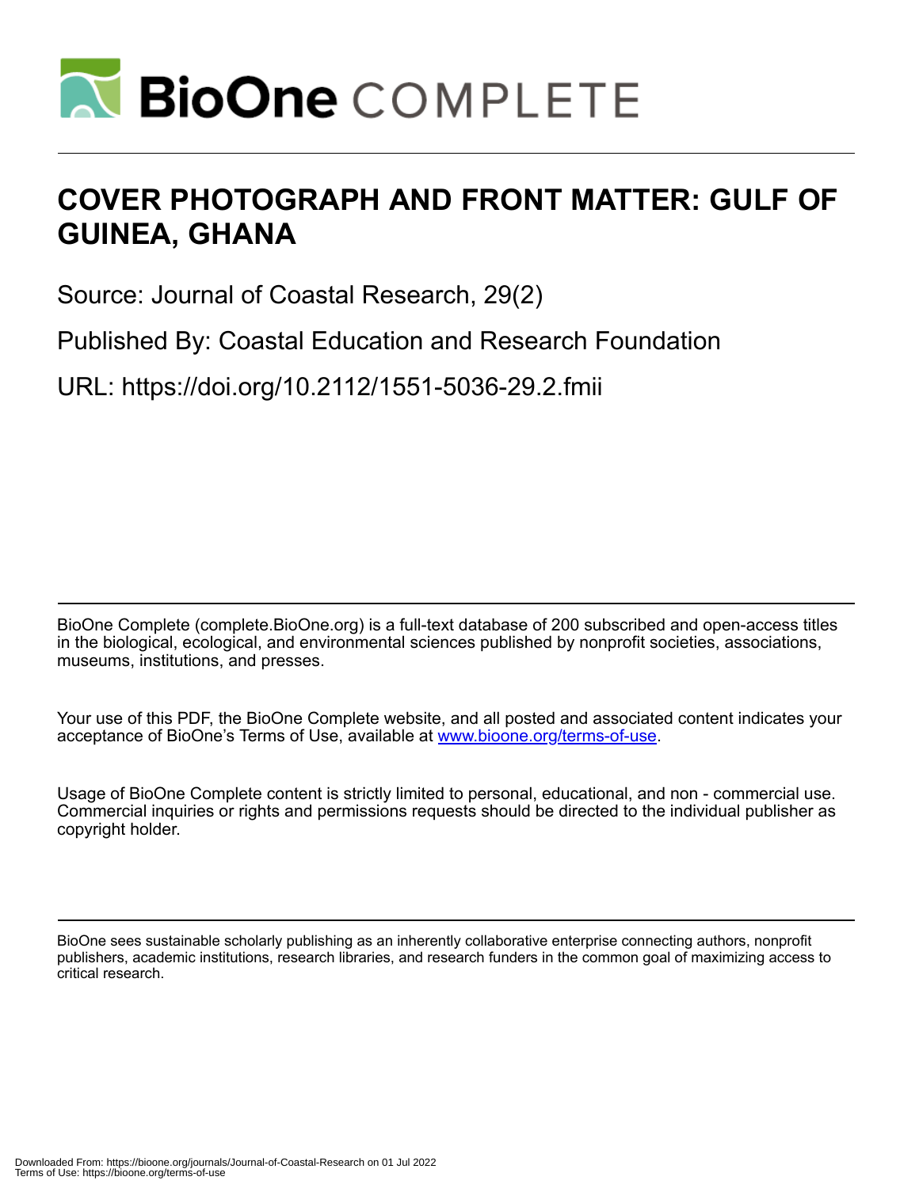# BioOne COMPLETE

# COVER PHOTOGRAPH AND FRONT MATTER: GULF OF GUINEA, GHANA

Source: Journal of Coastal Research, 29(2)

Published By: Coastal Education and Research Foundation

URL: https://doi.org/10.2112/1551-5036-29.2.fmii

BioOne Complete (complete.BioOne.org) is a full-text database of 200 subscribed and open-access titles in the biological, ecological, and environmental sciences published by nonprofit societies, associations, museums, institutions, and presses.

Your use of this PDF, the BioOne Complete website, and all posted and associated content indicates your acceptance of BioOne's Terms of Use, available at www.bioone.org/terms-of-use.

Usage of BioOne Complete content is strictly limited to personal, educational, and non - commercial use. Commercial inquiries or rights and permissions requests should be directed to the individual publisher as copyright holder.

BioOne sees sustainable scholarly publishing as an inherently collaborative enterprise connecting authors, nonprofit publishers, academic institutions, research libraries, and research funders in the common goal of maximizing access to critical research.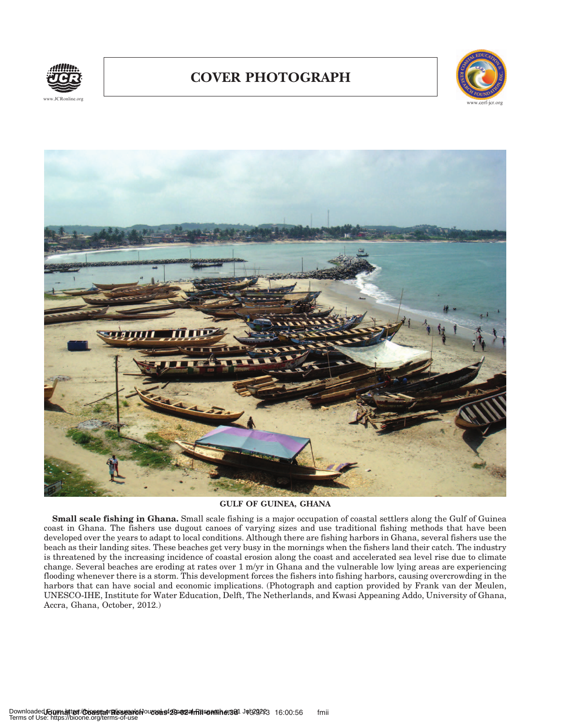# COVER PHOTOGRAPH

**GULF OF GUINEA, GHANA**

**Small scale fishing in Ghana.** Small scale fishing is a major occupation of coastal settlers along the Gulf of Guinea coast in Ghana. The fishers use dugout canoes of varying sizes and use traditional fishing methods that have been developed over the years to adapt to local conditions. Although there are fishing harbors in Ghana, several fishers use the beach as their landing sites. These beaches get very busy in the mornings when the fishers land their catch. The industry is threatened by the increasing incidence of coastal erosion along the coast and accelerated sea level rise due to climate change. Several beaches are eroding at rates over 1 m/yr in Ghana and the vulnerable low lying areas are experiencing flooding whenever there is a storm. This development forces the fishers into fishing harbors, causing overcrowding in the harbors that can have social and economic implications. (Photograph and caption provided by Frank van der Meulen, UNESCO-IHE, Institute for Water Education, Delft, The Netherlands, and Kwasi Appeaning Addo, University of Ghana, Accra, Ghana, October, 2012.)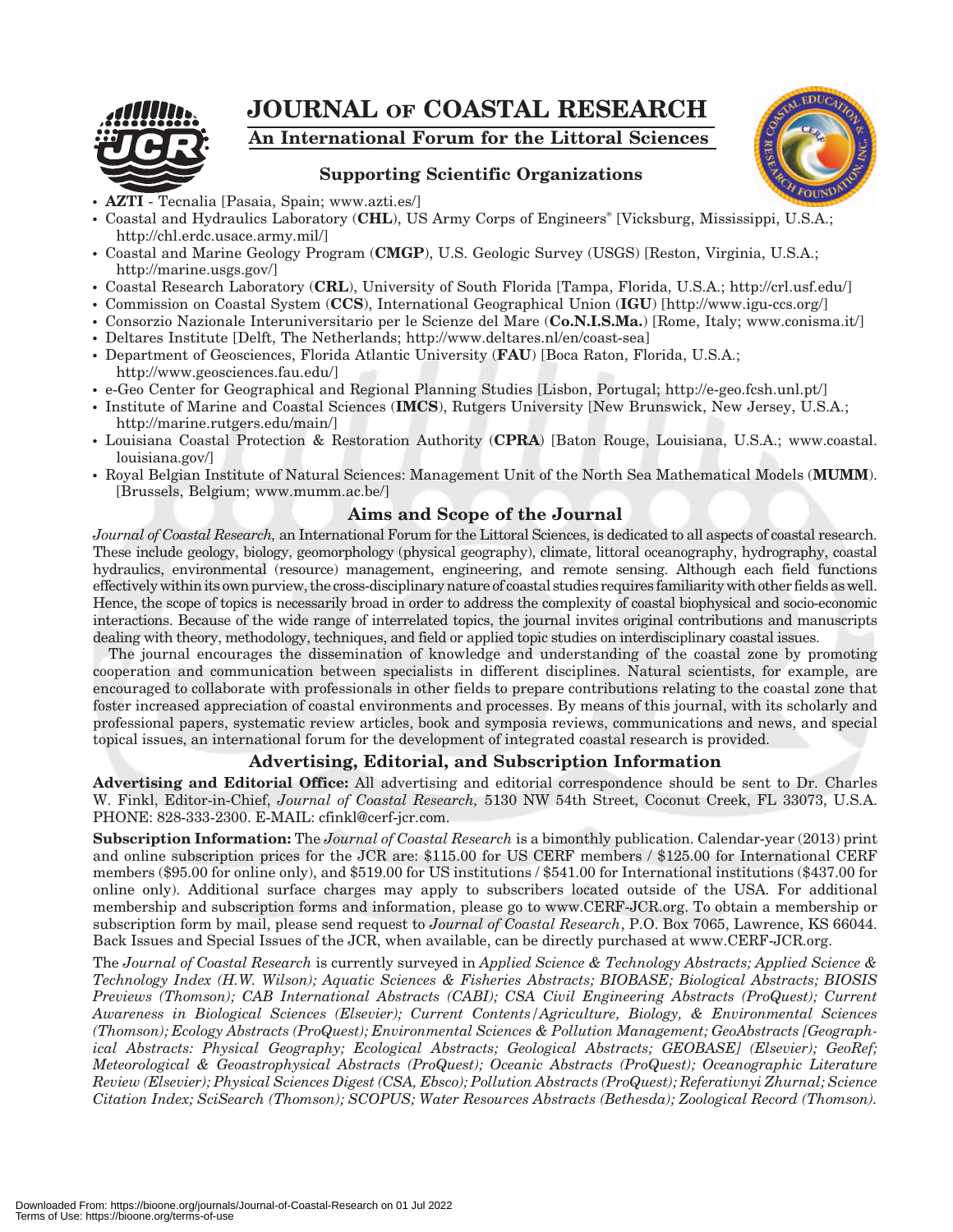# JOURNAL OF COASTAL RESEARCH

**An International Forum for the Littoral Sciences**

### Supporting Scientific Organizations

- **AZTI** - Tecnalia [Pasaia, Spain; www.azti.es/]
- Coastal and Hydraulics Laboratory (**CHL**), US Army Corps of Engineers® [Vicksburg, Mississippi, U.S.A.; http://chl.erdc.usace.army.mil/]
- Coastal and Marine Geology Program (**CMGP**), U.S. Geologic Survey (USGS) [Reston, Virginia, U.S.A.; http://marine.usgs.gov/]
- Coastal Research Laboratory (**CRL**), University of South Florida [Tampa, Florida, U.S.A.; http://crl.usf.edu/]
- Commission on Coastal System (**CCS**), International Geographical Union (**IGU**) [http://www.igu-ccs.org/]
- Consorzio Nazionale Interuniversitario per le Scienze del Mare (**Co.N.I.S.Ma.**) [Rome, Italy; www.conisma.it/]
- Deltares Institute [Delft, The Netherlands; http://www.deltares.nl/en/coast-sea]
- Department of Geosciences, Florida Atlantic University (**FAU**) [Boca Raton, Florida, U.S.A.; http://www.geosciences.fau.edu/]
- e-Geo Center for Geographical and Regional Planning Studies [Lisbon, Portugal; http://e-geo.fcsh.unl.pt/]
- Institute of Marine and Coastal Sciences (**IMCS**), Rutgers University [New Brunswick, New Jersey, U.S.A.; http://marine.rutgers.edu/main/]
- Louisiana Coastal Protection & Restoration Authority (**CPRA**) [Baton Rouge, Louisiana, U.S.A.; www.coastal.louisiana.gov/]
- Royal Belgian Institute of Natural Sciences: Management Unit of the North Sea Mathematical Models (**MUMM**). [Brussels, Belgium; www.mumm.ac.be/]

### Aims and Scope of the Journal

*Journal of Coastal Research,* an International Forum for the Littoral Sciences, is dedicated to all aspects of coastal research. These include geology, biology, geomorphology (physical geography), climate, littoral oceanography, hydrography, coastal hydraulics, environmental (resource) management, engineering, and remote sensing. Although each field functions effectively within its own purview, the cross-disciplinary nature of coastal studies requires familiarity with other fields as well. Hence, the scope of topics is necessarily broad in order to address the complexity of coastal biophysical and socio-economic interactions. Because of the wide range of interrelated topics, the journal invites original contributions and manuscripts dealing with theory, methodology, techniques, and field or applied topic studies on interdisciplinary coastal issues.

The journal encourages the dissemination of knowledge and understanding of the coastal zone by promoting cooperation and communication between specialists in different disciplines. Natural scientists, for example, are encouraged to collaborate with professionals in other fields to prepare contributions relating to the coastal zone that foster increased appreciation of coastal environments and processes. By means of this journal, with its scholarly and professional papers, systematic review articles, book and symposia reviews, communications and news, and special topical issues, an international forum for the development of integrated coastal research is provided.

### Advertising, Editorial, and Subscription Information

**Advertising and Editorial Office:** All advertising and editorial correspondence should be sent to Dr. Charles W. Finkl, Editor-in-Chief, *Journal of Coastal Research,* 5130 NW 54th Street, Coconut Creek, FL 33073, U.S.A. PHONE: 828-333-2300. E-MAIL: cfinkl@cerf-jcr.com.

**Subscription Information:** The *Journal of Coastal Research* is a bimonthly publication. Calendar-year (2013) print and online subscription prices for the JCR are: $115.00 for US CERF members / $125.00 for International CERF members ($95.00 for online only), and $519.00 for US institutions / $541.00 for International institutions ($437.00 for online only). Additional surface charges may apply to subscribers located outside of the USA. For additional membership and subscription forms and information, please go to www.CERF-JCR.org. To obtain a membership or subscription form by mail, please send request to *Journal of Coastal Research*, P.O. Box 7065, Lawrence, KS 66044. Back Issues and Special Issues of the JCR, when available, can be directly purchased at www.CERF-JCR.org.

The *Journal of Coastal Research* is currently surveyed in *Applied Science & Technology Abstracts; Applied Science & Technology Index (H.W. Wilson); Aquatic Sciences & Fisheries Abstracts; BIOBASE; Biological Abstracts; BIOSIS Previews (Thomson); CAB International Abstracts (CABI); CSA Civil Engineering Abstracts (ProQuest); Current Awareness in Biological Sciences (Elsevier); Current Contents/Agriculture, Biology, & Environmental Sciences (Thomson); Ecology Abstracts (ProQuest); Environmental Sciences & Pollution Management; GeoAbstracts [Geographical Abstracts: Physical Geography; Ecological Abstracts; Geological Abstracts; GEOBASE] (Elsevier); GeoRef; Meteorological & Geoastrophysical Abstracts (ProQuest); Oceanic Abstracts (ProQuest); Oceanographic Literature Review (Elsevier); Physical Sciences Digest (CSA, Ebsco); Pollution Abstracts (ProQuest); Referativnyi Zhurnal; Science Citation Index; SciSearch (Thomson); SCOPUS; Water Resources Abstracts (Bethesda); Zoological Record (Thomson).*